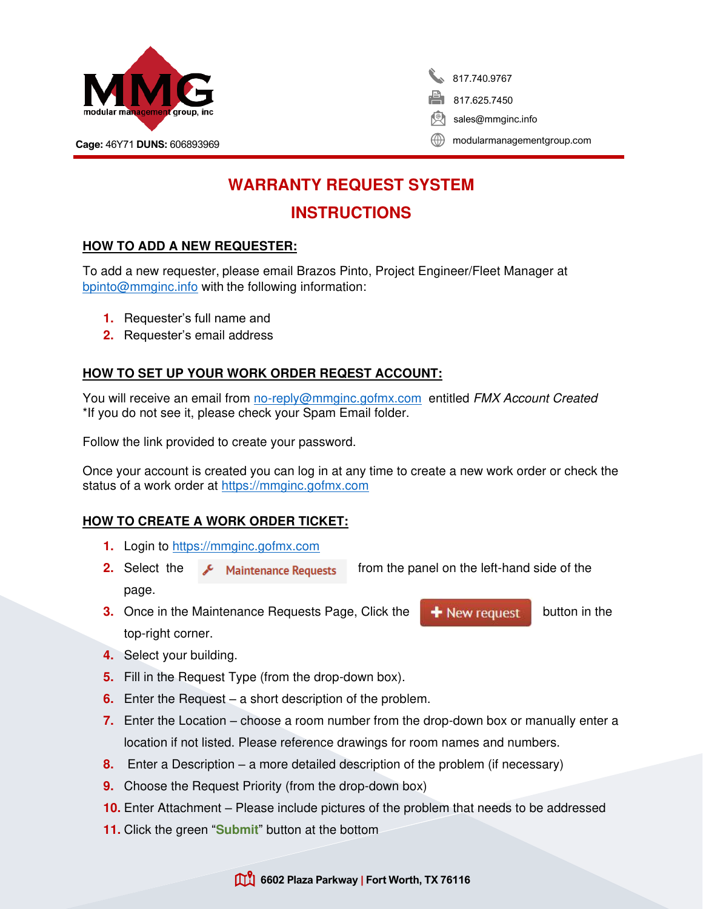MMG modular management group, inc

**Cage:** 46Y71 **DUNS:** 606893969

817.740.9767
817.625.7450
sales@mmginc.info
modularmanagementgroup.com

# WARRANTY REQUEST SYSTEM INSTRUCTIONS

## HOW TO ADD A NEW REQUESTER:

To add a new requester, please email Brazos Pinto, Project Engineer/Fleet Manager at bpinto@mmginc.info with the following information:

1. Requester's full name and
2. Requester's email address

## HOW TO SET UP YOUR WORK ORDER REQEST ACCOUNT:

You will receive an email from no-reply@mmginc.gofmx.com entitled *FMX Account Created*
*If you do not see it, please check your Spam Email folder.

Follow the link provided to create your password.

Once your account is created you can log in at any time to create a new work order or check the status of a work order at https://mmginc.gofmx.com

## HOW TO CREATE A WORK ORDER TICKET:

1. Login to https://mmginc.gofmx.com
2. Select the **Maintenance Requests** from the panel on the left-hand side of the page.
3. Once in the Maintenance Requests Page, Click the **+ New request** button in the top-right corner.
4. Select your building.
5. Fill in the Request Type (from the drop-down box).
6. Enter the Request – a short description of the problem.
7. Enter the Location – choose a room number from the drop-down box or manually enter a location if not listed. Please reference drawings for room names and numbers.
8. Enter a Description – a more detailed description of the problem (if necessary)
9. Choose the Request Priority (from the drop-down box)
10. Enter Attachment – Please include pictures of the problem that needs to be addressed
11. Click the green "**Submit**" button at the bottom

**6602 Plaza Parkway | Fort Worth, TX 76116**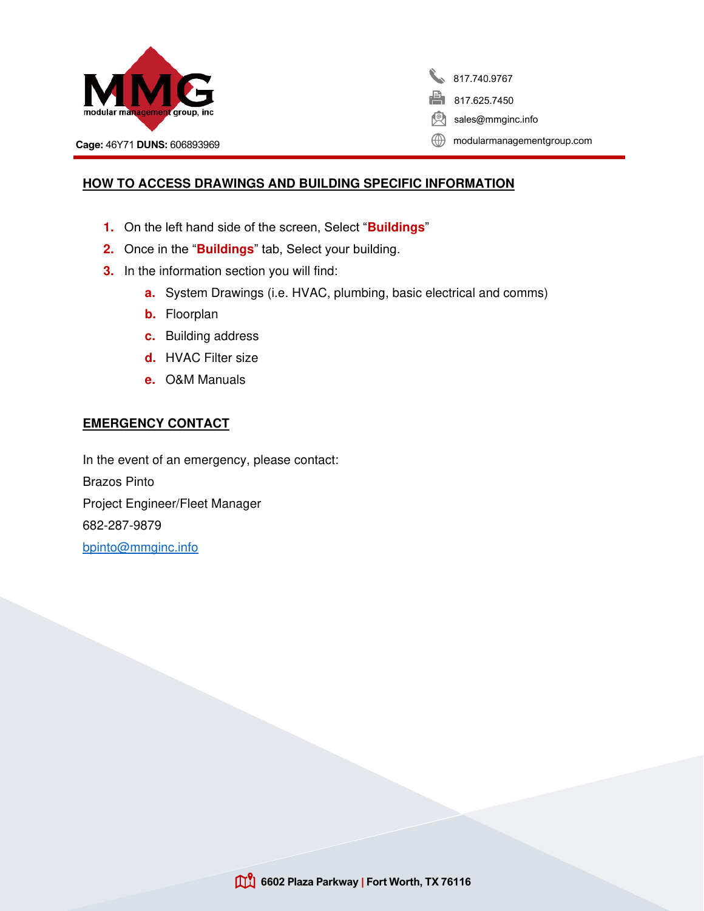MMG
modular management group, inc

**Cage:** 46Y71 **DUNS:** 606893969

817.740.9767
817.625.7450
sales@mmginc.info
modularmanagementgroup.com

## HOW TO ACCESS DRAWINGS AND BUILDING SPECIFIC INFORMATION

1. On the left hand side of the screen, Select "**Buildings**"
2. Once in the "**Buildings**" tab, Select your building.
3. In the information section you will find:
   a. System Drawings (i.e. HVAC, plumbing, basic electrical and comms)
   b. Floorplan
   c. Building address
   d. HVAC Filter size
   e. O&M Manuals

## EMERGENCY CONTACT

In the event of an emergency, please contact:
Brazos Pinto
Project Engineer/Fleet Manager
682-287-9879
bpinto@mmginc.info

**6602 Plaza Parkway | Fort Worth, TX 76116**